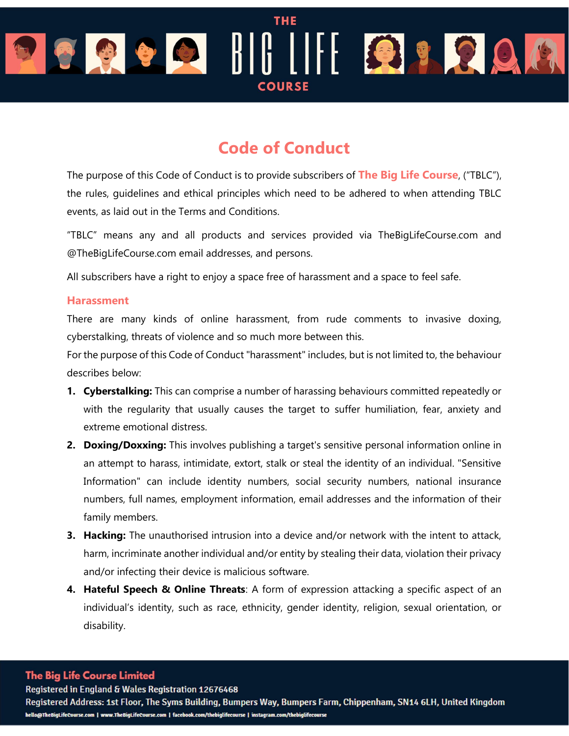# Code of Conduct

The purpose of this Code of Conduct is to provide subscribers of **The Big Life Course**, ("TBLC"), the rules, guidelines and ethical principles which need to be adhered to when attending TBLC events, as laid out in the Terms and Conditions.

"TBLC" means any and all products and services provided via TheBigLifeCourse.com and @TheBigLifeCourse.com email addresses, and persons.

All subscribers have a right to enjoy a space free of harassment and a space to feel safe.

## Harassment

There are many kinds of online harassment, from rude comments to invasive doxing, cyberstalking, threats of violence and so much more between this.

For the purpose of this Code of Conduct "harassment" includes, but is not limited to, the behaviour describes below:

1. **Cyberstalking:** This can comprise a number of harassing behaviours committed repeatedly or with the regularity that usually causes the target to suffer humiliation, fear, anxiety and extreme emotional distress.
2. **Doxing/Doxxing:** This involves publishing a target's sensitive personal information online in an attempt to harass, intimidate, extort, stalk or steal the identity of an individual. "Sensitive Information" can include identity numbers, social security numbers, national insurance numbers, full names, employment information, email addresses and the information of their family members.
3. **Hacking:** The unauthorised intrusion into a device and/or network with the intent to attack, harm, incriminate another individual and/or entity by stealing their data, violation their privacy and/or infecting their device is malicious software.
4. **Hateful Speech & Online Threats**: A form of expression attacking a specific aspect of an individual's identity, such as race, ethnicity, gender identity, religion, sexual orientation, or disability.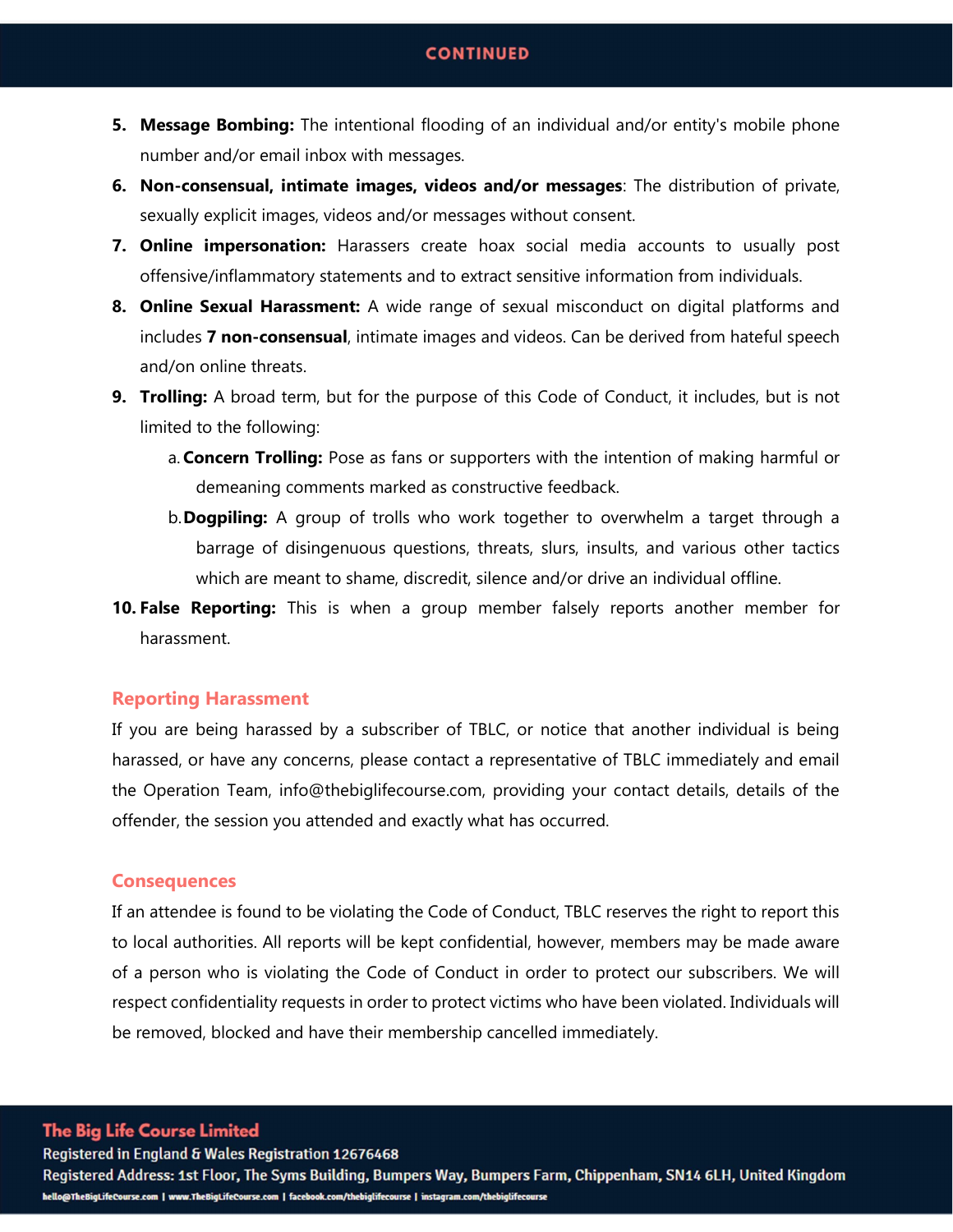5. **Message Bombing:** The intentional flooding of an individual and/or entity's mobile phone number and/or email inbox with messages.
6. **Non-consensual, intimate images, videos and/or messages**: The distribution of private, sexually explicit images, videos and/or messages without consent.
7. **Online impersonation:** Harassers create hoax social media accounts to usually post offensive/inflammatory statements and to extract sensitive information from individuals.
8. **Online Sexual Harassment:** A wide range of sexual misconduct on digital platforms and includes **7 non-consensual**, intimate images and videos. Can be derived from hateful speech and/on online threats.
9. **Trolling:** A broad term, but for the purpose of this Code of Conduct, it includes, but is not limited to the following:
   a. **Concern Trolling:** Pose as fans or supporters with the intention of making harmful or demeaning comments marked as constructive feedback.
   b. **Dogpiling:** A group of trolls who work together to overwhelm a target through a barrage of disingenuous questions, threats, slurs, insults, and various other tactics which are meant to shame, discredit, silence and/or drive an individual offline.
10. **False Reporting:** This is when a group member falsely reports another member for harassment.

## Reporting Harassment

If you are being harassed by a subscriber of TBLC, or notice that another individual is being harassed, or have any concerns, please contact a representative of TBLC immediately and email the Operation Team, info@thebiglifecourse.com, providing your contact details, details of the offender, the session you attended and exactly what has occurred.

## Consequences

If an attendee is found to be violating the Code of Conduct, TBLC reserves the right to report this to local authorities. All reports will be kept confidential, however, members may be made aware of a person who is violating the Code of Conduct in order to protect our subscribers. We will respect confidentiality requests in order to protect victims who have been violated. Individuals will be removed, blocked and have their membership cancelled immediately.